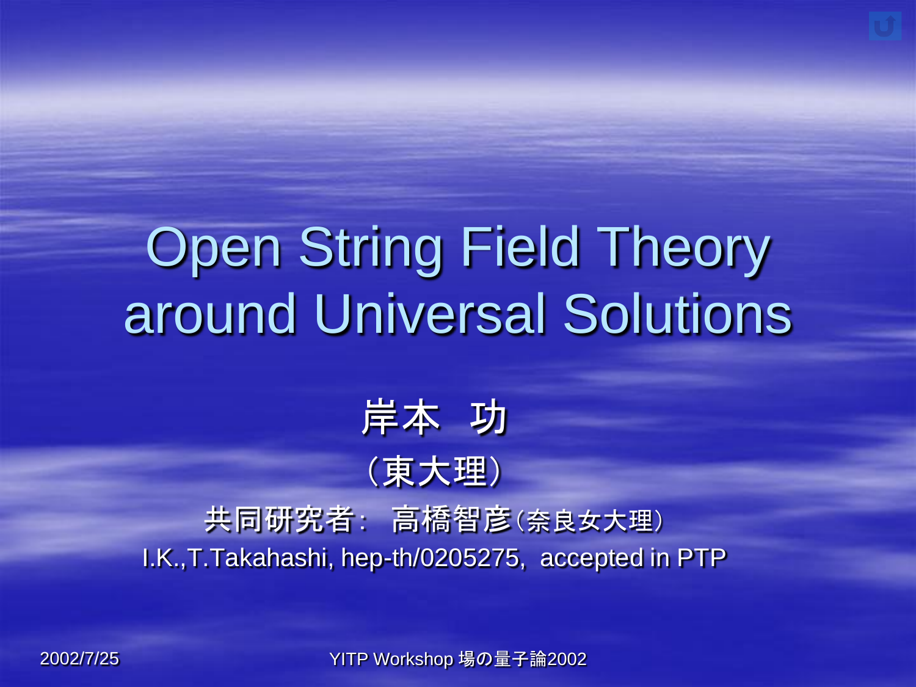# Open String Field Theory around Universal Solutions

岸本　功

（東大理）

共同研究者：　高橋智彦（奈良女大理）

I.K.,T.Takahashi, hep-th/0205275, accepted in PTP

2002/7/25

YITP Workshop 場の量子論2002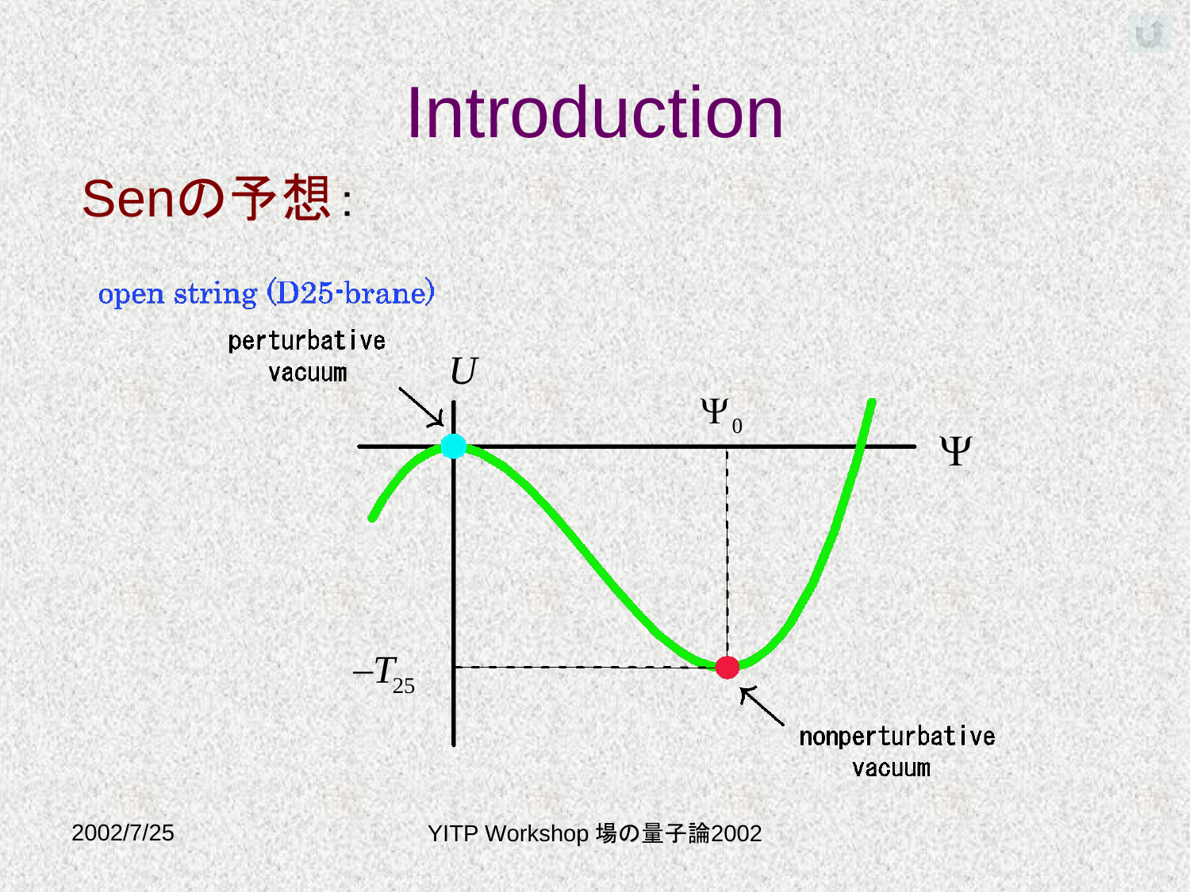# Introduction

## Senの予想:

open string (D25-brane)

perturbative vacuum

$U$

$\Psi_0$

$\Psi$

$-T_{25}$

nonperturbative vacuum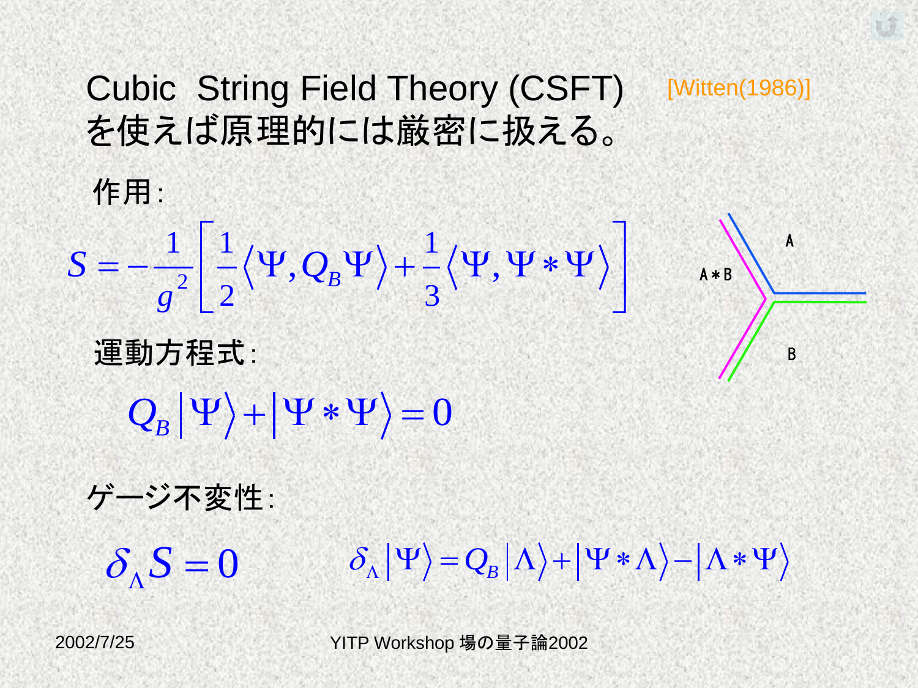# Cubic String Field Theory (CSFT) を使えば原理的には厳密に扱える。

[Witten(1986)]

作用:

$$S = -\frac{1}{g^2}\left[\frac{1}{2}\langle\Psi, Q_B\Psi\rangle + \frac{1}{3}\langle\Psi, \Psi * \Psi\rangle\right]$$

A

A∗B

B

運動方程式:

$$Q_B|\Psi\rangle + |\Psi * \Psi\rangle = 0$$

ゲージ不変性:

$$\delta_\Lambda S = 0 \qquad \delta_\Lambda|\Psi\rangle = Q_B|\Lambda\rangle + |\Psi * \Lambda\rangle - |\Lambda * \Psi\rangle$$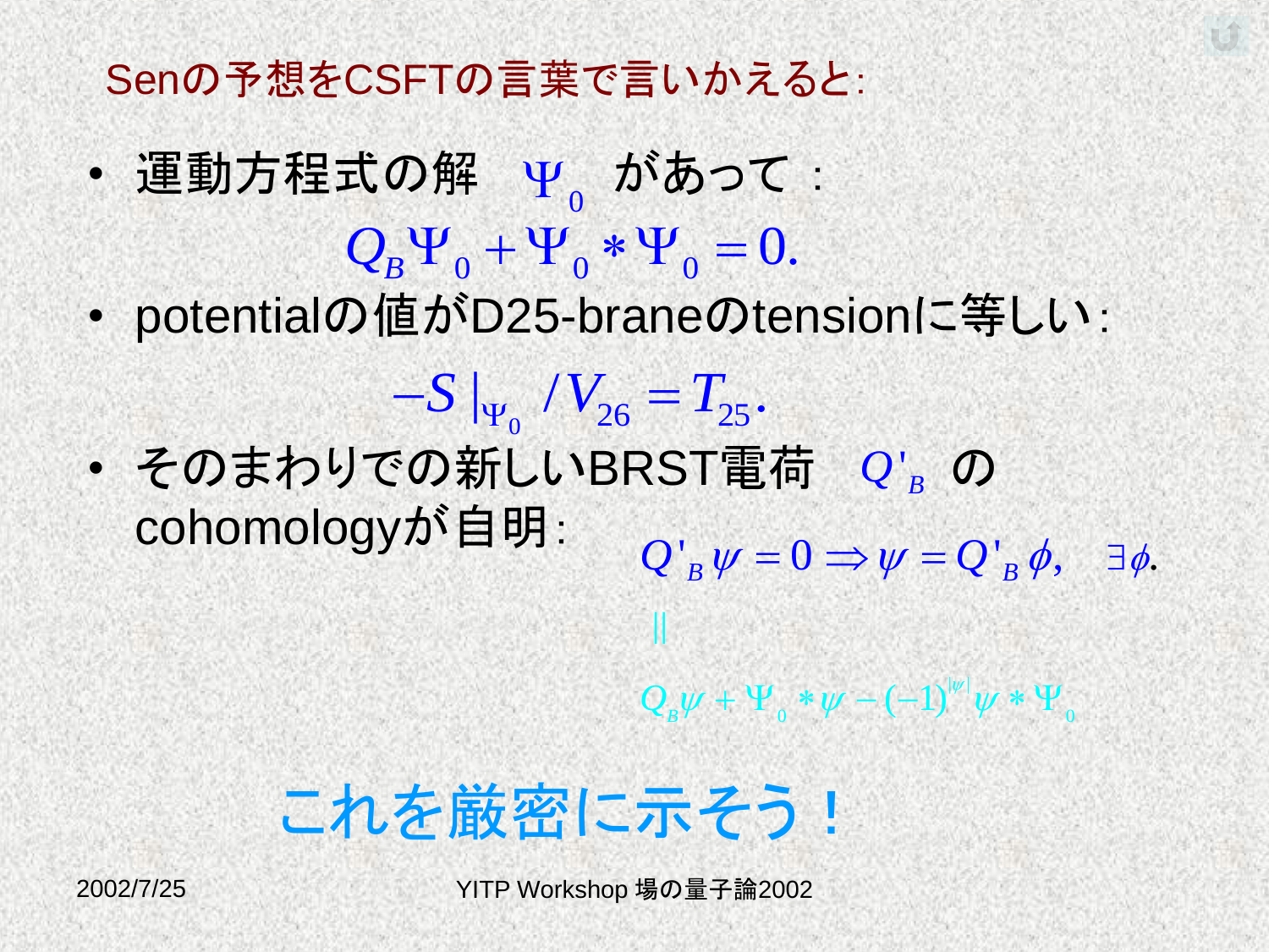## Senの予想をCSFTの言葉で言いかえると:

- 運動方程式の解 $\Psi_0$ があって：

$$Q_B\Psi_0 + \Psi_0 * \Psi_0 = 0.$$

- potentialの値がD25-braneのtensionに等しい：

$$-S\,|_{\Psi_0} / V_{26} = T_{25}.$$

- そのまわりでの新しいBRST電荷 $Q'_B$ の cohomologyが自明：

$$Q'_B\psi = 0 \Rightarrow \psi = Q'_B\phi, \quad \exists\phi.$$

$$||$$

$$Q_B\psi + \Psi_0 * \psi - (-1)^{|\psi|}\psi * \Psi_0$$

これを厳密に示そう！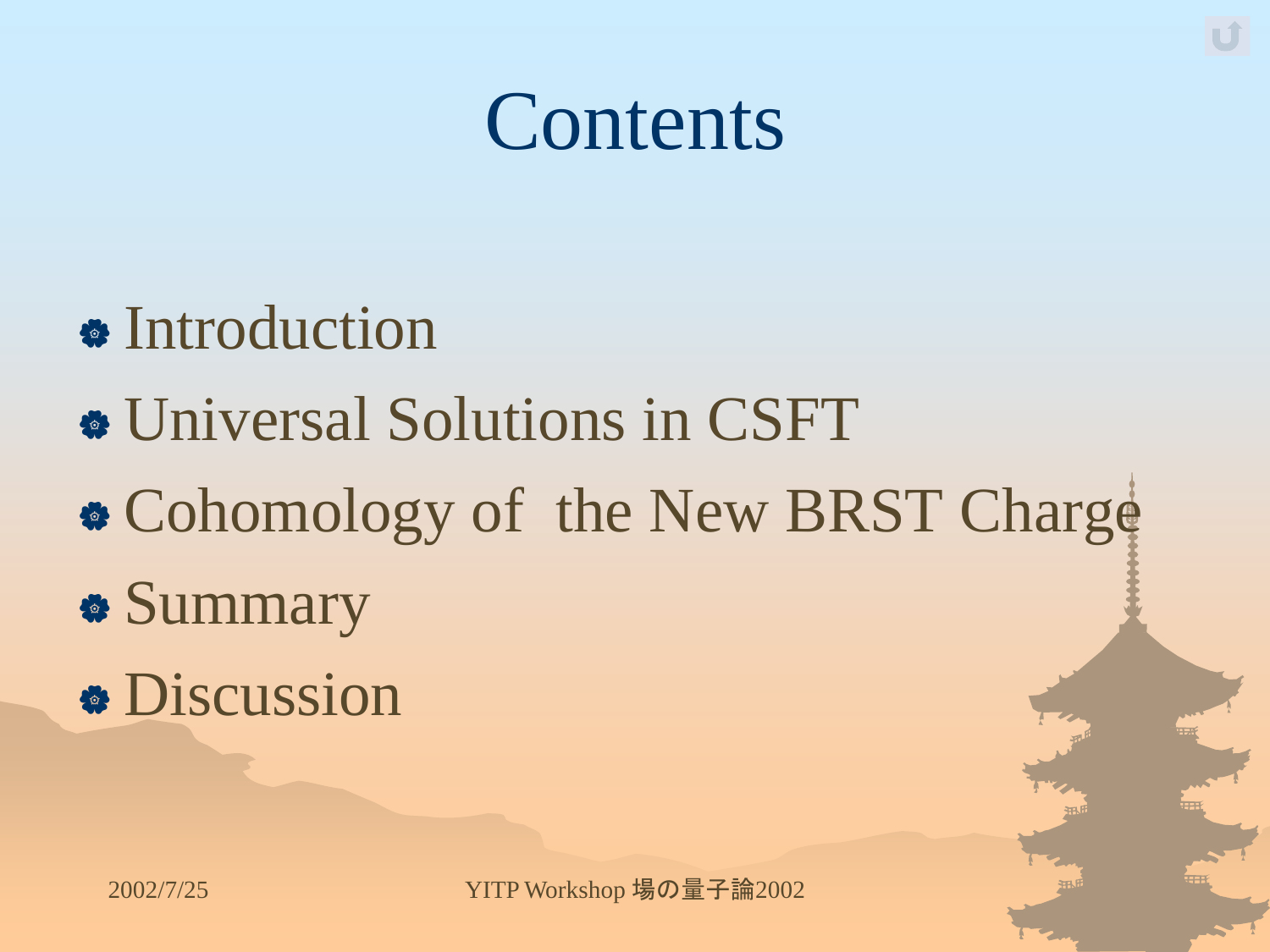# Contents

- Introduction
- Universal Solutions in CSFT
- Cohomology of  the New BRST Charge
- Summary
- Discussion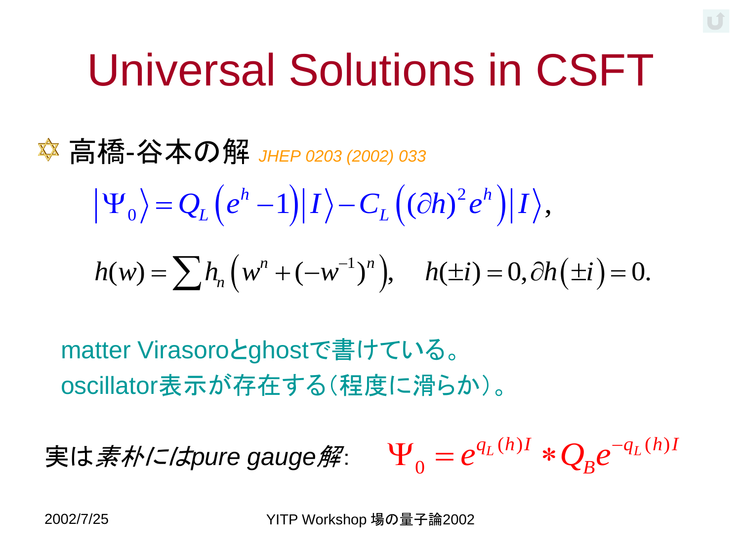# Universal Solutions in CSFT

- 高橋-谷本の解 *JHEP 0203 (2002) 033*

$$|\Psi_0\rangle = Q_L\left(e^h - 1\right)|I\rangle - C_L\left((\partial h)^2 e^h\right)|I\rangle,$$

$$h(w) = \sum h_n\left(w^n + (-w^{-1})^n\right), \quad h(\pm i) = 0, \partial h\left(\pm i\right) = 0.$$

matter VirasoroとghostでI書けている。
oscillator表示が存在する（程度に滑らか）。

実は*素朴には*pure gauge*解*: $\Psi_0 = e^{q_L(h)I} * Q_B e^{-q_L(h)I}$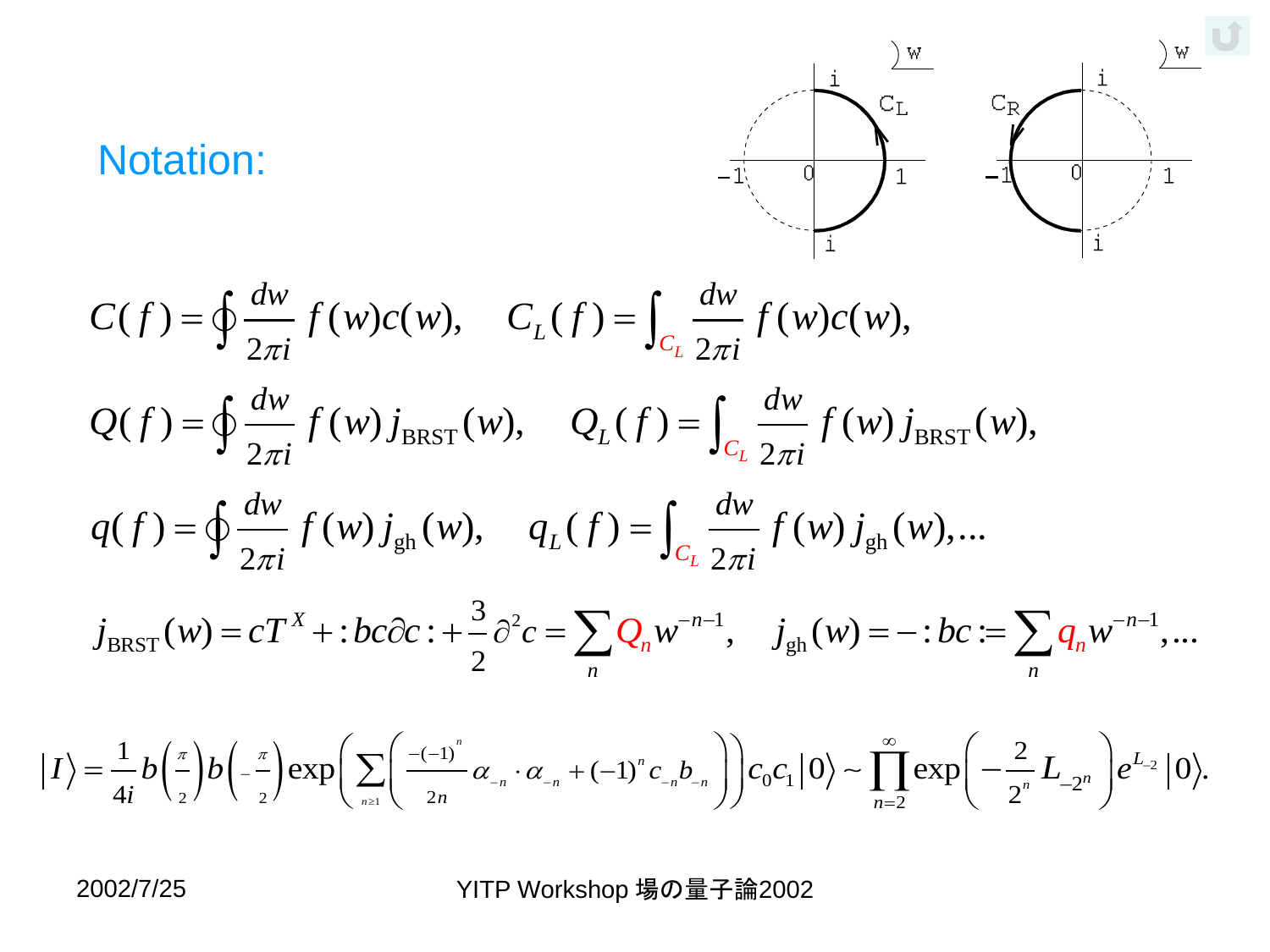## Notation:

w

$C_L$

$-1$ 0 1

i

i

w

$C_R$

$-1$ 0 1

i

i

$$C(f)=\oint\frac{dw}{2\pi i}\,f(w)c(w),\quad C_L(f)=\int_{C_L}\frac{dw}{2\pi i}\,f(w)c(w),$$

$$Q(f)=\oint\frac{dw}{2\pi i}\,f(w)\,j_{\rm BRST}(w),\quad Q_L(f)=\int_{C_L}\frac{dw}{2\pi i}\,f(w)\,j_{\rm BRST}(w),$$

$$q(f)=\oint\frac{dw}{2\pi i}\,f(w)\,j_{\rm gh}(w),\quad q_L(f)=\int_{C_L}\frac{dw}{2\pi i}\,f(w)\,j_{\rm gh}(w),\ldots$$

$$j_{\rm BRST}(w)=cT^X+:bc\partial c:+\frac{3}{2}\partial^2 c=\sum_n Q_n w^{-n-1},\quad j_{\rm gh}(w)=-:bc:=\sum_n q_n w^{-n-1},\ldots$$

$$|I\rangle=\frac{1}{4i}b\left(\frac{\pi}{2}\right)b\left(-\frac{\pi}{2}\right)\exp\left(\sum_{n\geq 1}\left(\frac{-(-1)^n}{2n}\alpha_{-n}\cdot\alpha_{-n}+(-1)^n c_{-n}b_{-n}\right)\right)c_0c_1|0\rangle\sim\prod_{n=2}^{\infty}\exp\left(-\frac{2}{2^n}L_{-2^n}\right)e^{L_{-2}}|0\rangle.$$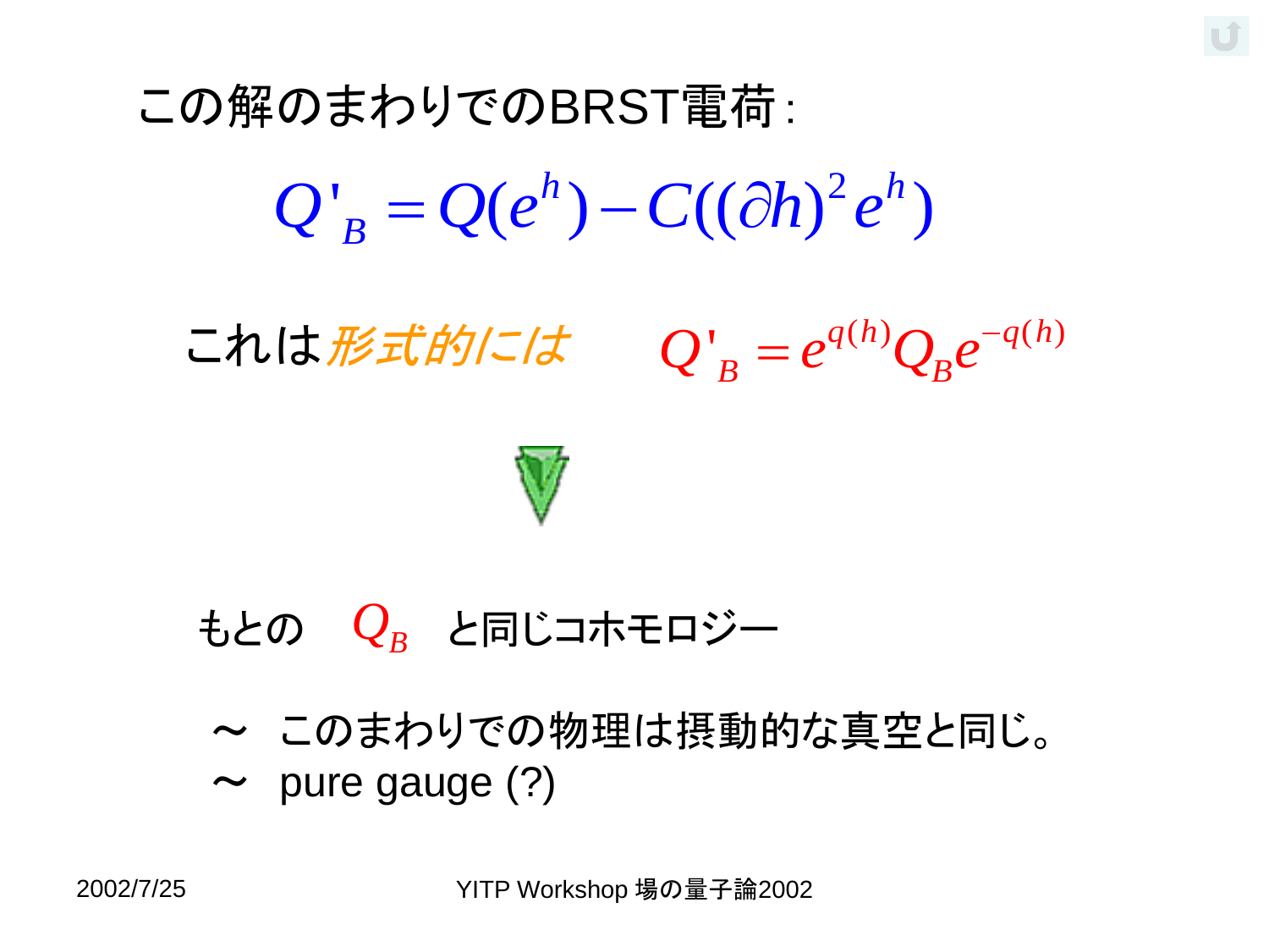この解のまわりでのBRST電荷:

$$Q'_B = Q(e^h) - C((\partial h)^2 e^h)$$

これは*形式的には*　　$Q'_B = e^{q(h)} Q_B e^{-q(h)}$

もとの　$Q_B$　と同じコホモロジー

〜　このまわりでの物理は摂動的な真空と同じ。

〜　pure gauge (?)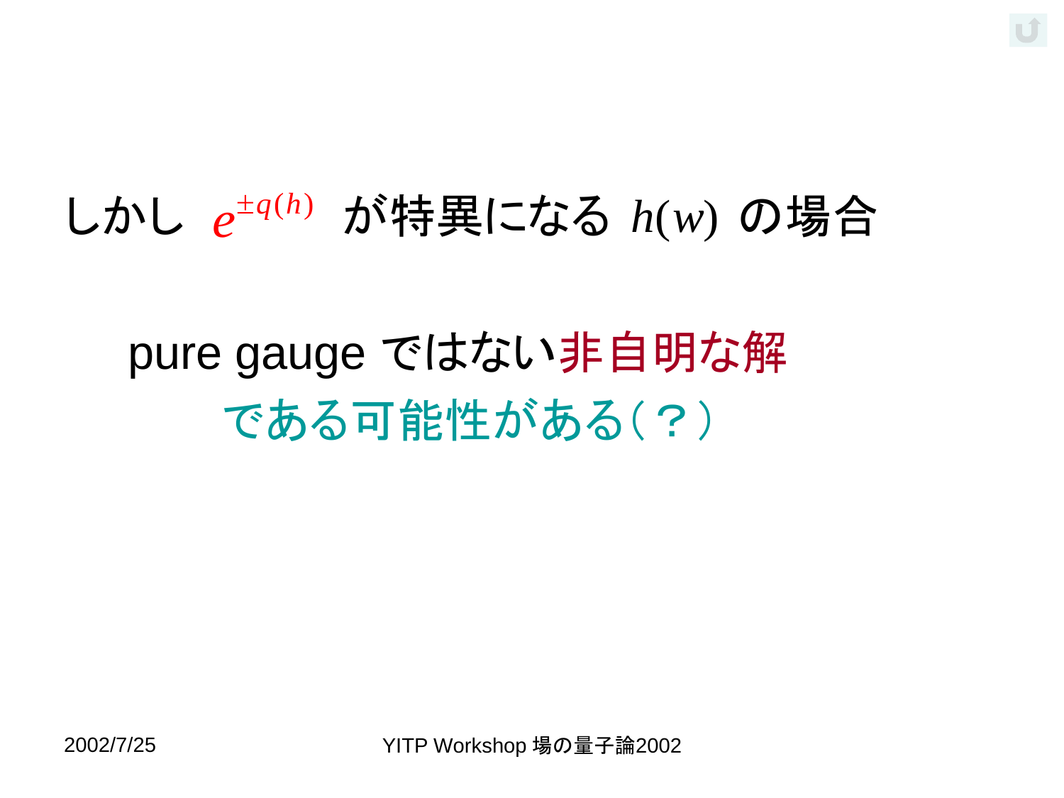しかし $e^{\pm q(h)}$ が特異になる $h(w)$ の場合

pure gauge ではない非自明な解

である可能性がある（？）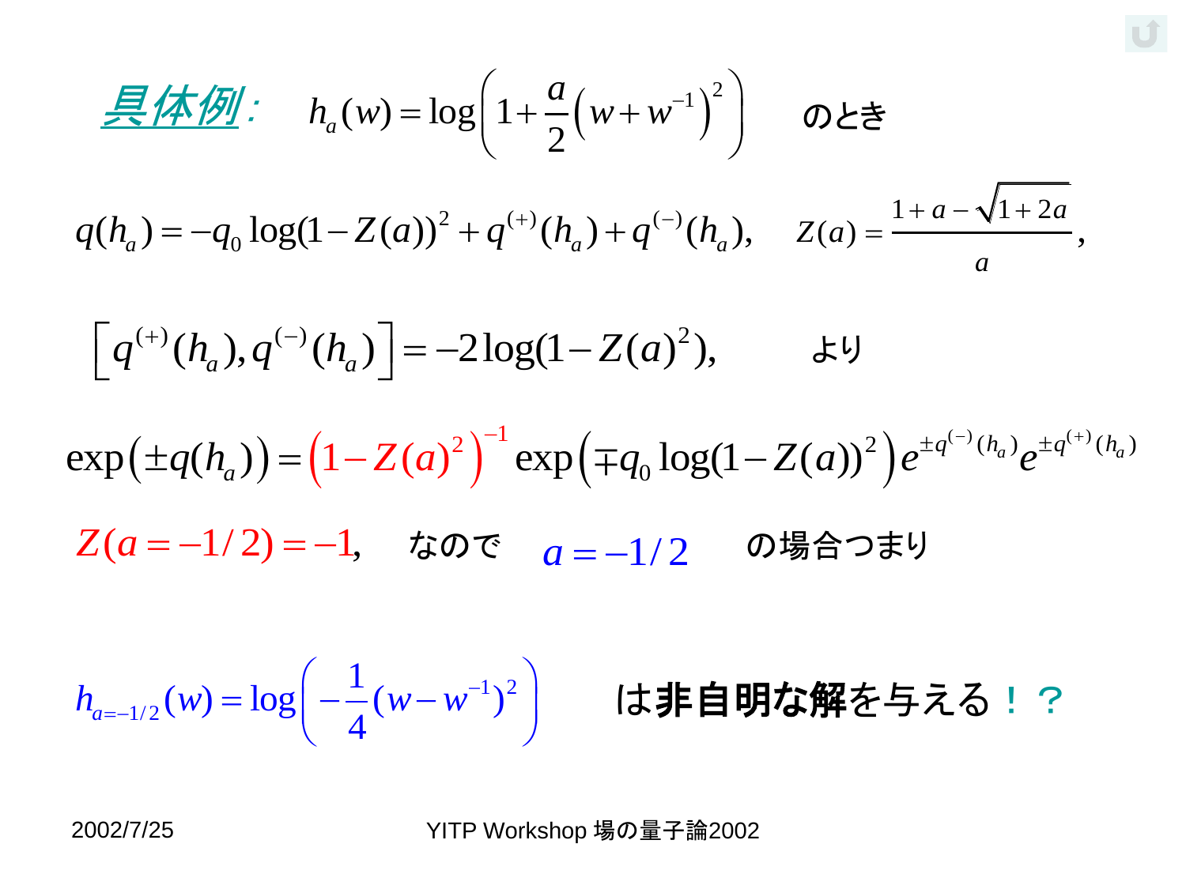*具体例:* $h_a(w) = \log\left(1 + \frac{a}{2}\left(w + w^{-1}\right)^2\right)$ のとき

$$q(h_a) = -q_0 \log(1 - Z(a))^2 + q^{(+)}(h_a) + q^{(-)}(h_a), \quad Z(a) = \frac{1 + a - \sqrt{1 + 2a}}{a},$$

$$\left[q^{(+)}(h_a), q^{(-)}(h_a)\right] = -2\log(1 - Z(a)^2),$$ より

$$\exp\left(\pm q(h_a)\right) = \left(1 - Z(a)^2\right)^{-1} \exp\left(\mp q_0 \log(1 - Z(a))^2\right) e^{\pm q^{(-)}(h_a)} e^{\pm q^{(+)}(h_a)}$$

$Z(a = -1/2) = -1,$ なので $a = -1/2$ の場合つまり

$h_{a=-1/2}(w) = \log\left(-\frac{1}{4}(w - w^{-1})^2\right)$ **は非自明な解を与える！？**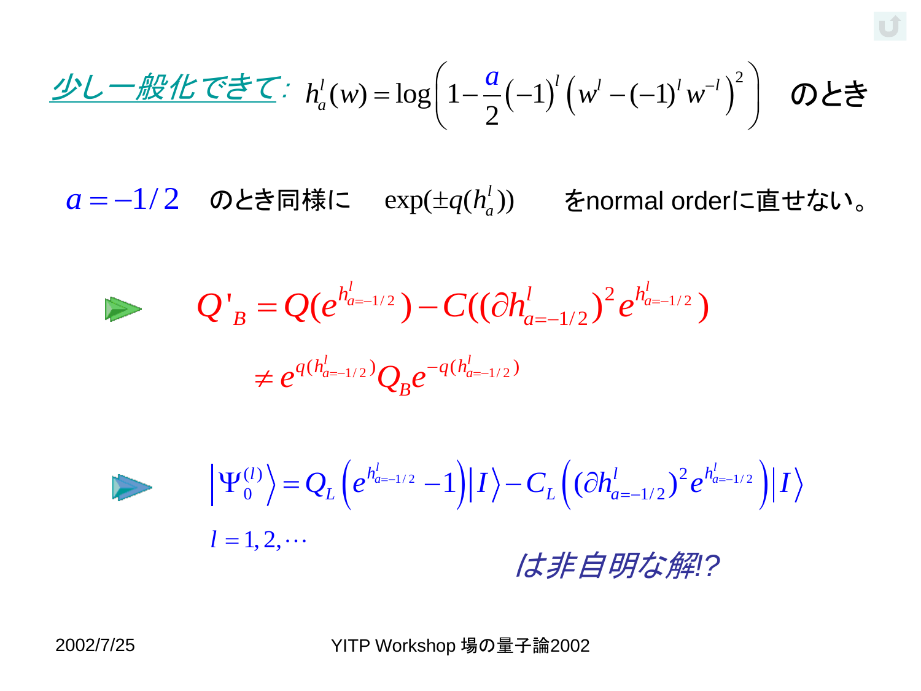少し一般化できて: $h_a^l(w) = \log\left(1 - \frac{a}{2}(-1)^l \left(w^l - (-1)^l w^{-l}\right)^2\right)$ のとき

$a = -1/2$ のとき同様に $\exp(\pm q(h_a^l))$ をnormal orderに直せない。

$$Q'_B = Q(e^{h^l_{a=-1/2}}) - C((\partial h^l_{a=-1/2})^2 e^{h^l_{a=-1/2}})$$

$$\neq e^{q(h^l_{a=-1/2})} Q_B e^{-q(h^l_{a=-1/2})}$$

$$\left|\Psi_0^{(l)}\right\rangle = Q_L\left(e^{h^l_{a=-1/2}} - 1\right)\left|I\right\rangle - C_L\left((\partial h^l_{a=-1/2})^2 e^{h^l_{a=-1/2}}\right)\left|I\right\rangle$$

$l = 1, 2, \cdots$

*は非自明な解!?*

2002/7/25

YITP Workshop 場の量子論2002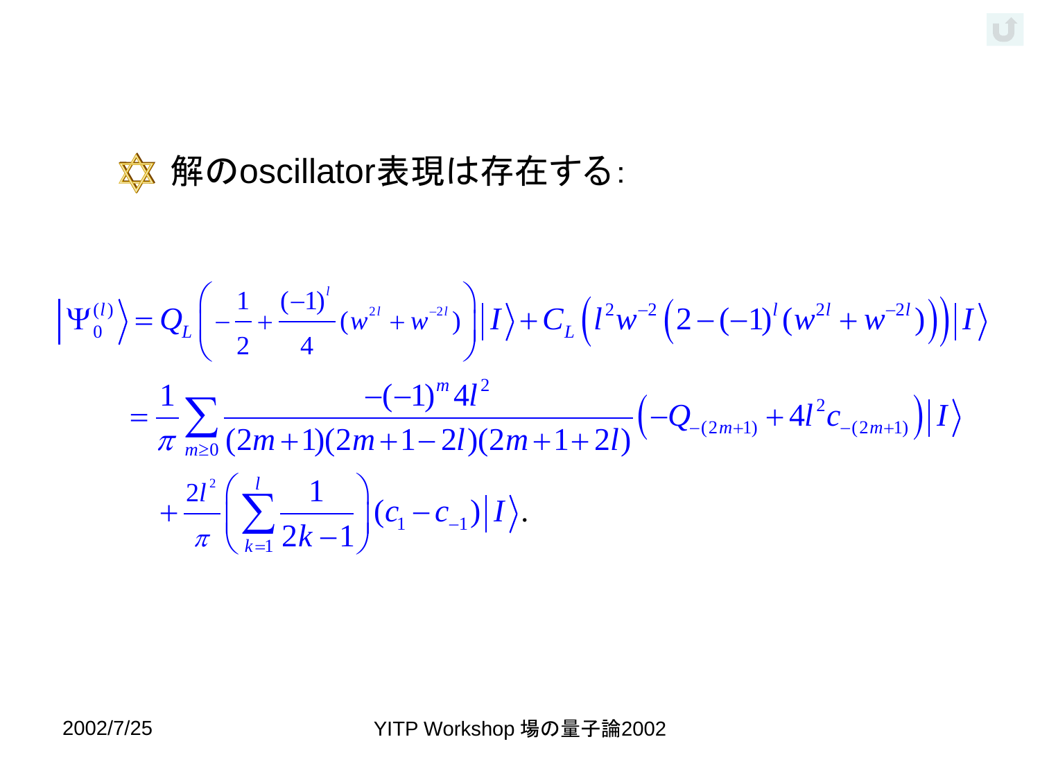## 解のoscillator表現は存在する:

$$
\left|\Psi_0^{(l)}\right\rangle = Q_L\left(-\frac{1}{2}+\frac{(-1)^l}{4}(w^{2l}+w^{-2l})\right)\left|I\right\rangle + C_L\left(l^2 w^{-2}\left(2-(-1)^l(w^{2l}+w^{-2l})\right)\right)\left|I\right\rangle
$$

$$
= \frac{1}{\pi}\sum_{m\geq 0}\frac{-(-1)^m 4l^2}{(2m+1)(2m+1-2l)(2m+1+2l)}\left(-Q_{-(2m+1)}+4l^2 c_{-(2m+1)}\right)\left|I\right\rangle
$$

$$
+\frac{2l^2}{\pi}\left(\sum_{k=1}^{l}\frac{1}{2k-1}\right)(c_1-c_{-1})\left|I\right\rangle .
$$

2002/7/25

YITP Workshop 場の量子論2002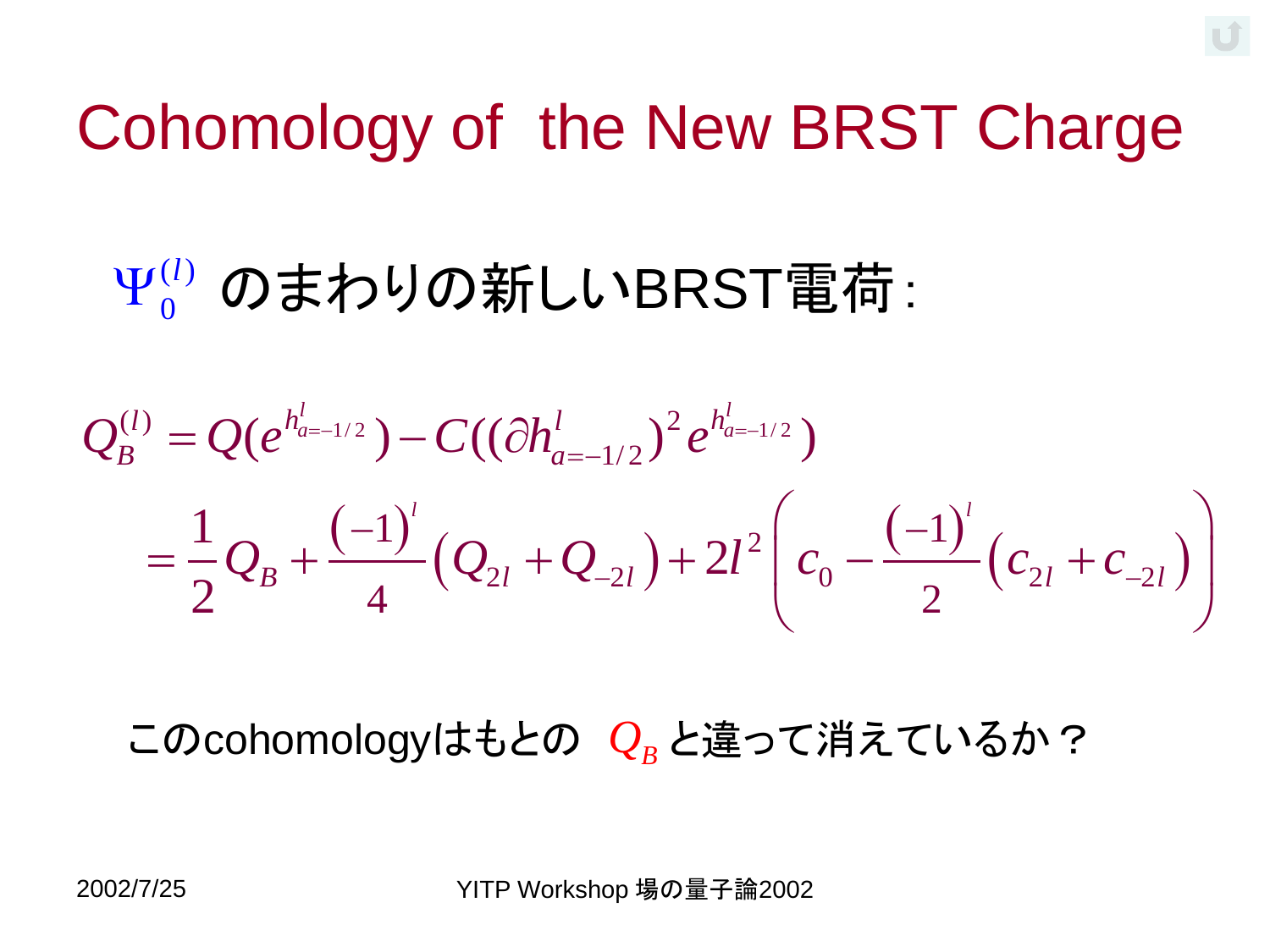# Cohomology of the New BRST Charge

$\Psi_0^{(l)}$ のまわりの新しいBRST電荷:

$$Q_B^{(l)} = Q(e^{h^l_{a=-1/2}}) - C((\partial h^l_{a=-1/2})^2 e^{h^l_{a=-1/2}})$$

$$= \frac{1}{2} Q_B + \frac{(-1)^l}{4}\left(Q_{2l} + Q_{-2l}\right) + 2l^2 \left( c_0 - \frac{(-1)^l}{2}\left(c_{2l} + c_{-2l}\right)\right)$$

このcohomologyはもとの $Q_B$ と違って消えているか？

2002/7/25

YITP Workshop 場の量子論2002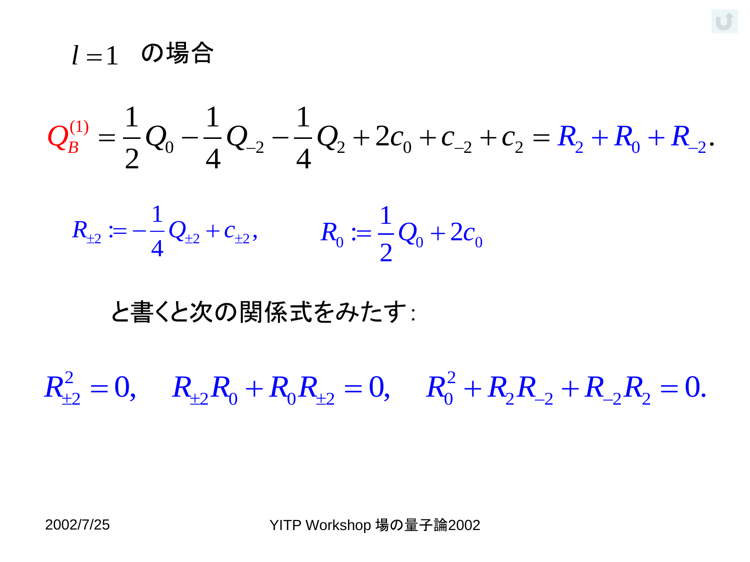$l=1$ の場合

$$Q_B^{(1)} = \frac{1}{2}Q_0 - \frac{1}{4}Q_{-2} - \frac{1}{4}Q_2 + 2c_0 + c_{-2} + c_2 = R_2 + R_0 + R_{-2}.$$

$$R_{\pm 2} := -\frac{1}{4}Q_{\pm 2} + c_{\pm 2}, \qquad R_0 := \frac{1}{2}Q_0 + 2c_0$$

と書くと次の関係式をみたす:

$$R_{\pm 2}^2 = 0, \quad R_{\pm 2}R_0 + R_0 R_{\pm 2} = 0, \quad R_0^2 + R_2 R_{-2} + R_{-2}R_2 = 0.$$

2002/7/25

YITP Workshop 場の量子論2002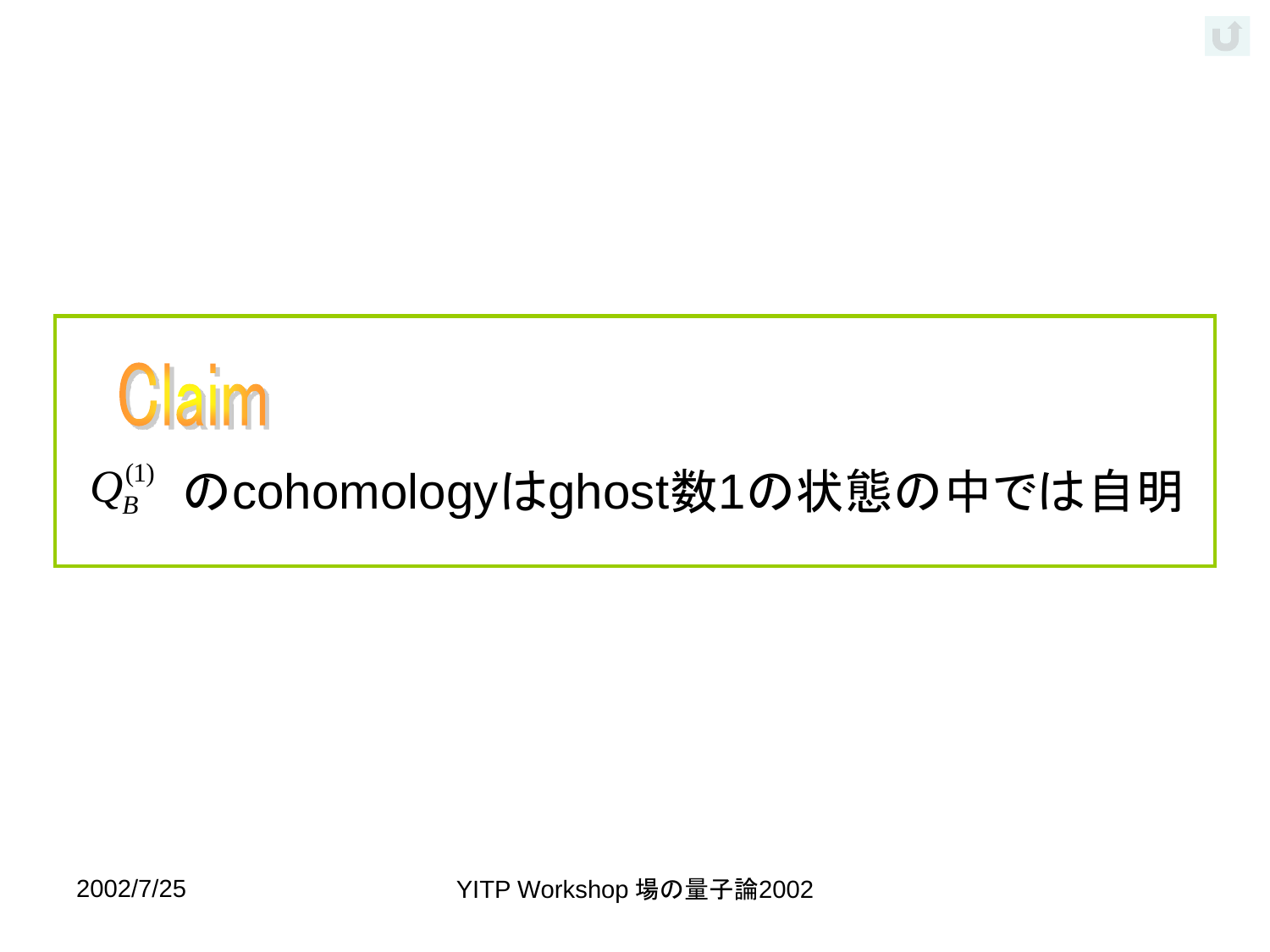**Claim**

$Q_B^{(1)}$ のcohomologyはghost数1の状態の中では自明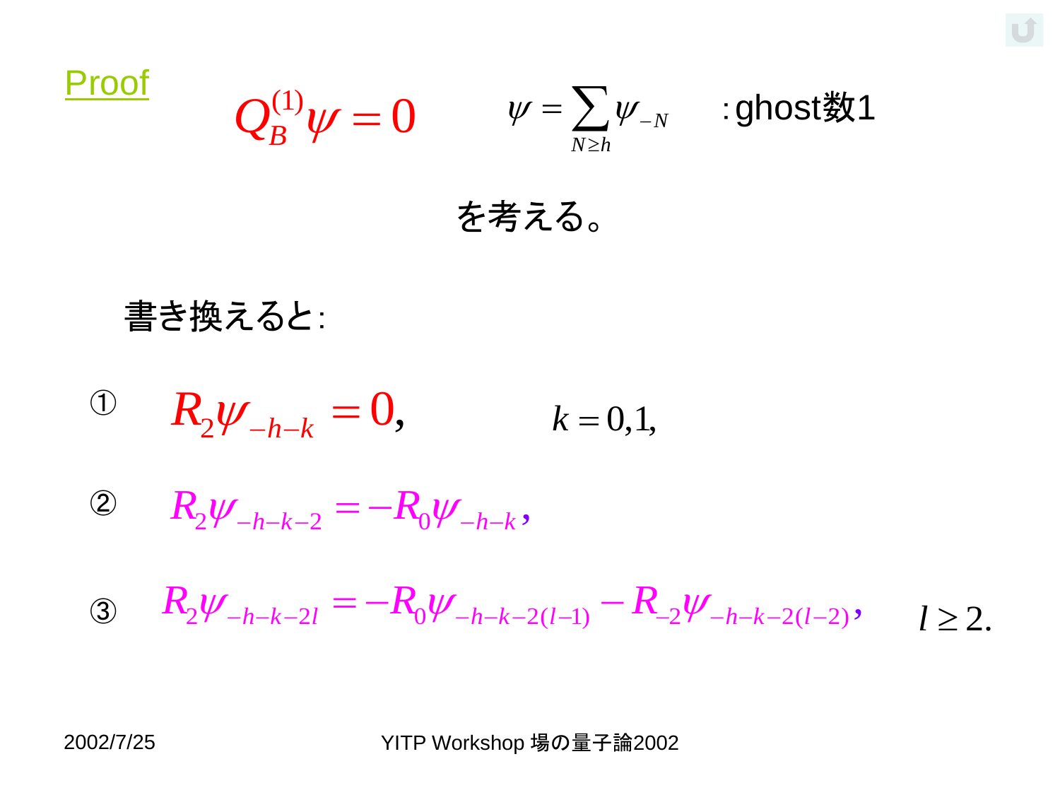Proof

$$Q_B^{(1)}\psi = 0 \qquad \psi = \sum_{N \geq h} \psi_{-N} \qquad \text{: ghost数1}$$

を考える。

書き換えると:

① $$R_2 \psi_{-h-k} = 0, \qquad k = 0, 1,$$

② $$R_2 \psi_{-h-k-2} = -R_0 \psi_{-h-k},$$

③ $$R_2 \psi_{-h-k-2l} = -R_0 \psi_{-h-k-2(l-1)} - R_{-2} \psi_{-h-k-2(l-2)}, \qquad l \geq 2.$$

2002/7/25

YITP Workshop 場の量子論2002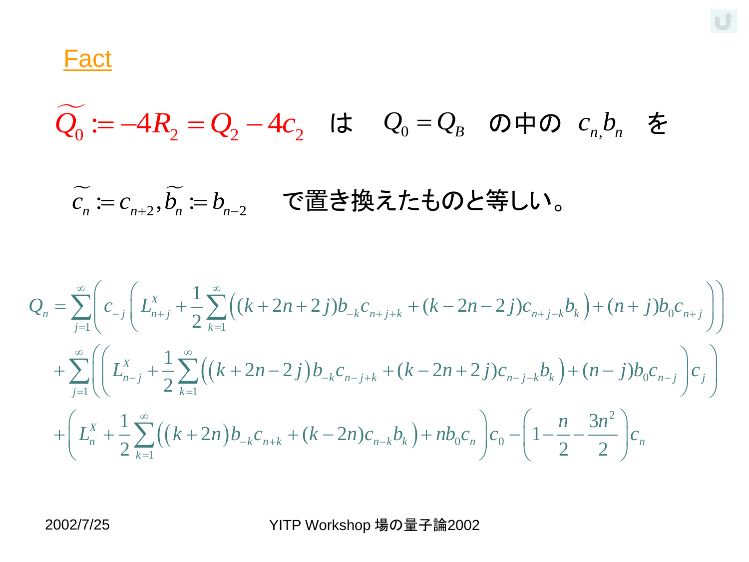## Fact

$\widetilde{Q_0} := -4R_2 = Q_2 - 4c_2$　は　$Q_0 = Q_B$　の中の　$c_n, b_n$　を

$\widetilde{c_n} := c_{n+2}, \widetilde{b_n} := b_{n-2}$　で置き換えたものと等しい。

$$
\begin{aligned}
Q_n = &\sum_{j=1}^{\infty}\left(c_{-j}\left(L^X_{n+j} + \frac{1}{2}\sum_{k=1}^{\infty}\Big((k+2n+2j)b_{-k}c_{n+j+k} + (k-2n-2j)c_{n+j-k}b_k\Big) + (n+j)b_0c_{n+j}\right)\right) \\
&+ \sum_{j=1}^{\infty}\left(\left(L^X_{n-j} + \frac{1}{2}\sum_{k=1}^{\infty}\Big((k+2n-2j)b_{-k}c_{n-j+k} + (k-2n+2j)c_{n-j-k}b_k\Big) + (n-j)b_0c_{n-j}\right)c_j\right) \\
&+ \left(L^X_n + \frac{1}{2}\sum_{k=1}^{\infty}\Big((k+2n)b_{-k}c_{n+k} + (k-2n)c_{n-k}b_k\Big) + nb_0c_n\right)c_0 - \left(1 - \frac{n}{2} - \frac{3n^2}{2}\right)c_n
\end{aligned}
$$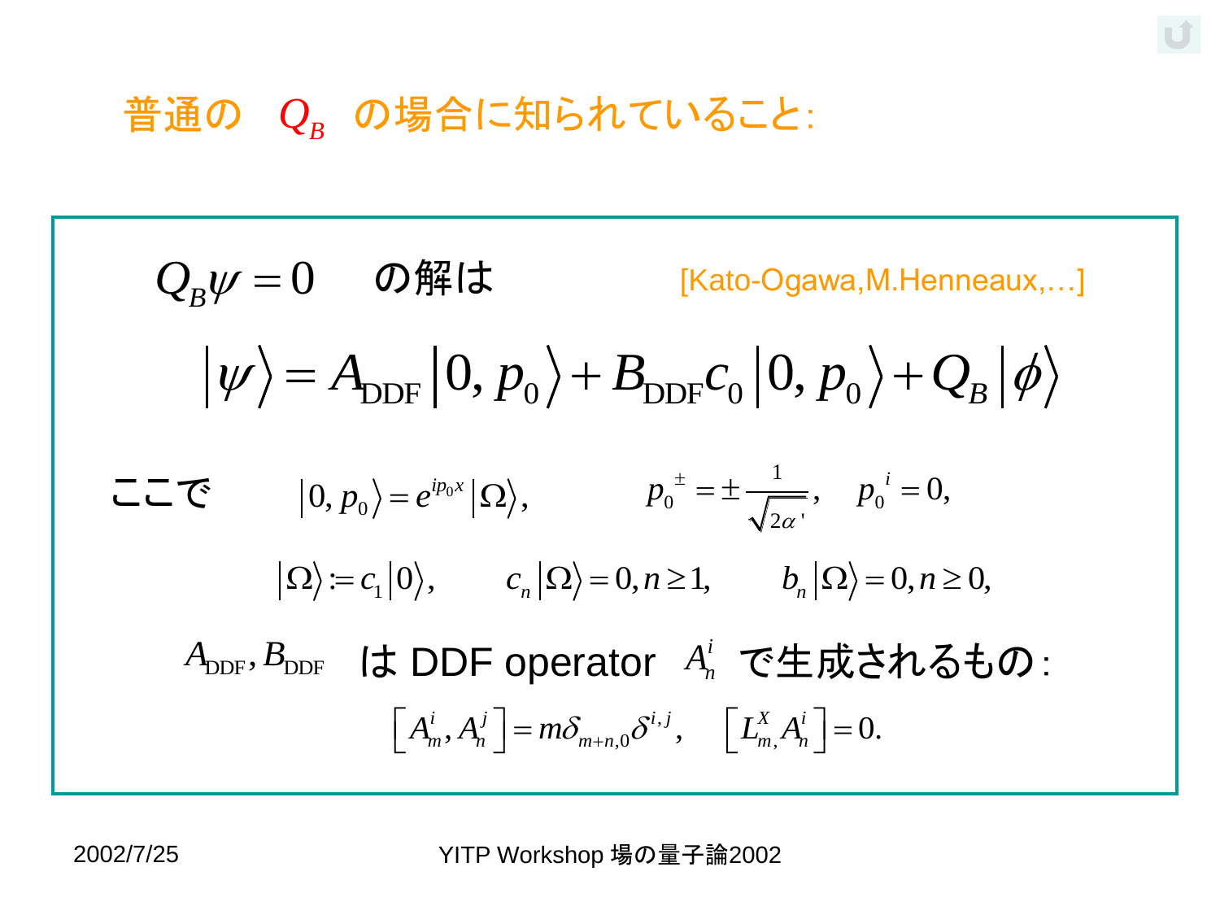## 普通の　$Q_B$　の場合に知られていること:

$Q_B\psi = 0$　の解は　[Kato-Ogawa,M.Henneaux,…]

$$\left|\psi\right\rangle = A_{\mathrm{DDF}}\left|0, p_0\right\rangle + B_{\mathrm{DDF}} c_0 \left|0, p_0\right\rangle + Q_B\left|\phi\right\rangle$$

ここで　$\left|0, p_0\right\rangle = e^{ip_0 x}\left|\Omega\right\rangle,$　　$p_0{}^{\pm} = \pm\frac{1}{\sqrt{2\alpha'}},$　$p_0{}^{i} = 0,$

$$\left|\Omega\right\rangle := c_1\left|0\right\rangle, \qquad c_n\left|\Omega\right\rangle = 0, n \geq 1, \qquad b_n\left|\Omega\right\rangle = 0, n \geq 0,$$

$A_{\mathrm{DDF}}, B_{\mathrm{DDF}}$　は DDF operator　$A_n^i$　で生成されるもの:

$$\left[A_m^i, A_n^j\right] = m\delta_{m+n,0}\delta^{i,j}, \qquad \left[L_{m,}^X A_n^i\right] = 0.$$

2002/7/25　　YITP Workshop 場の量子論2002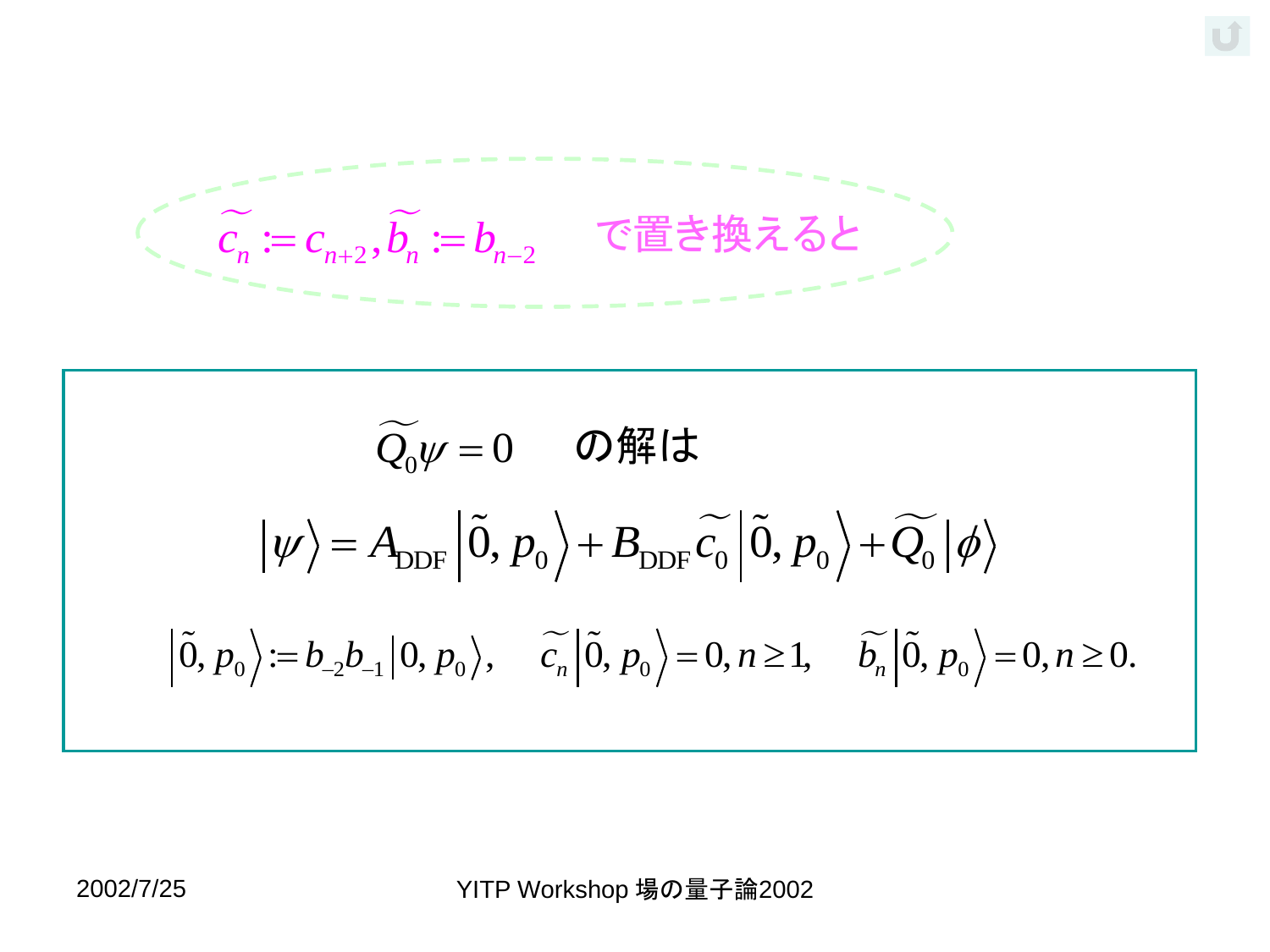$\widetilde{c_n} := c_{n+2}, \widetilde{b_n} := b_{n-2}$ で置き換えると

$\widetilde{Q_0}\psi = 0$ の解は

$$|\psi\rangle = A_{\mathrm{DDF}} \left|\tilde{0}, p_0\right\rangle + B_{\mathrm{DDF}} \widetilde{c_0} \left|\tilde{0}, p_0\right\rangle + \widetilde{Q_0} \left|\phi\right\rangle$$

$$\left|\tilde{0}, p_0\right\rangle := b_{-2} b_{-1} \left|0, p_0\right\rangle, \quad \widetilde{c_n} \left|\tilde{0}, p_0\right\rangle = 0, n \geq 1, \quad \widetilde{b_n} \left|\tilde{0}, p_0\right\rangle = 0, n \geq 0.$$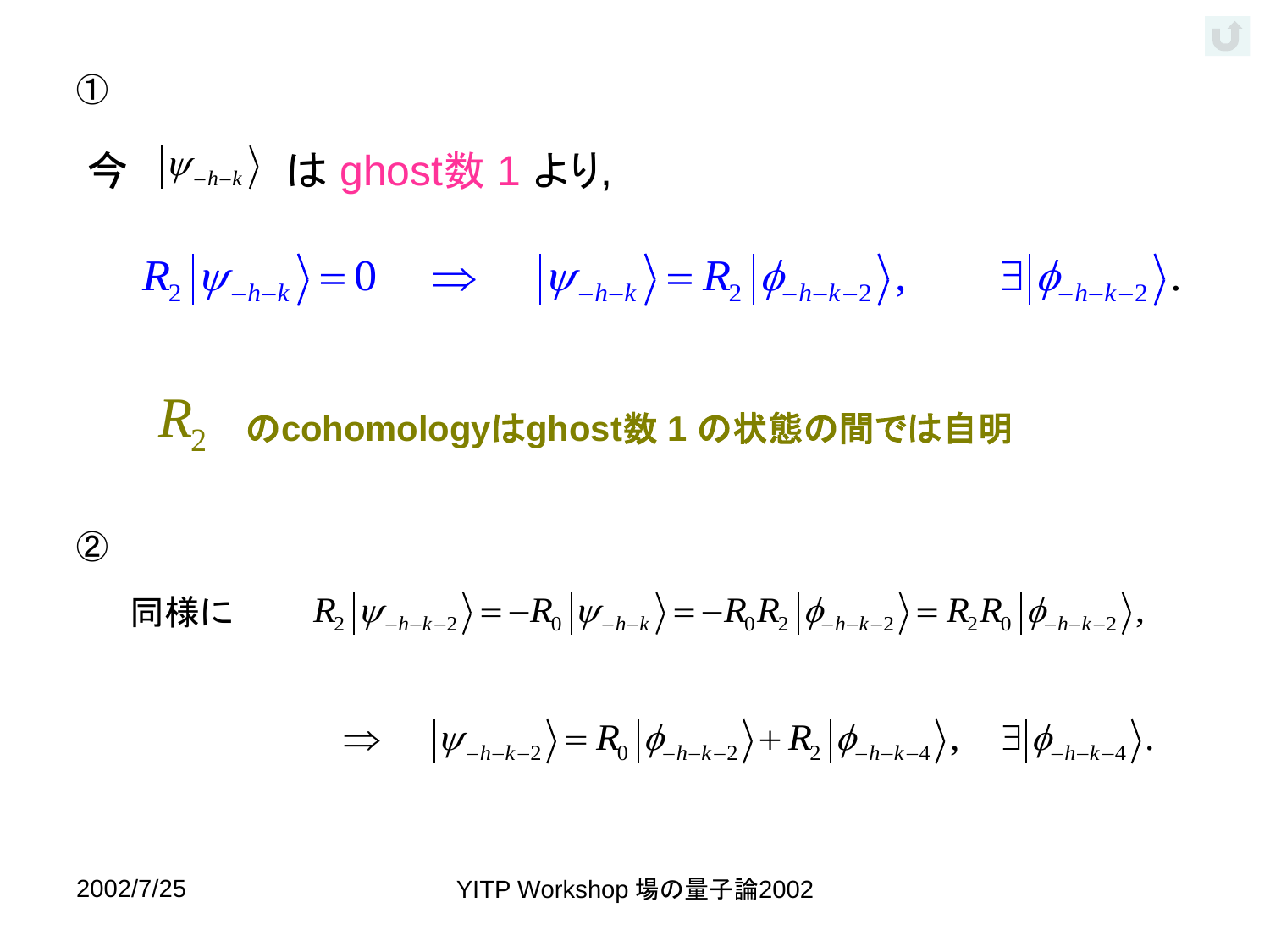①

今 $|\psi_{-h-k}\rangle$ は ghost数 1 より,

$$R_2|\psi_{-h-k}\rangle = 0 \quad \Rightarrow \quad |\psi_{-h-k}\rangle = R_2|\phi_{-h-k-2}\rangle, \qquad \exists|\phi_{-h-k-2}\rangle.$$

$R_2$ **のcohomologyはghost数 1 の状態の間では自明**

②

同様に

$$R_2|\psi_{-h-k-2}\rangle = -R_0|\psi_{-h-k}\rangle = -R_0R_2|\phi_{-h-k-2}\rangle = R_2R_0|\phi_{-h-k-2}\rangle,$$

$$\Rightarrow \quad |\psi_{-h-k-2}\rangle = R_0|\phi_{-h-k-2}\rangle + R_2|\phi_{-h-k-4}\rangle, \quad \exists|\phi_{-h-k-4}\rangle.$$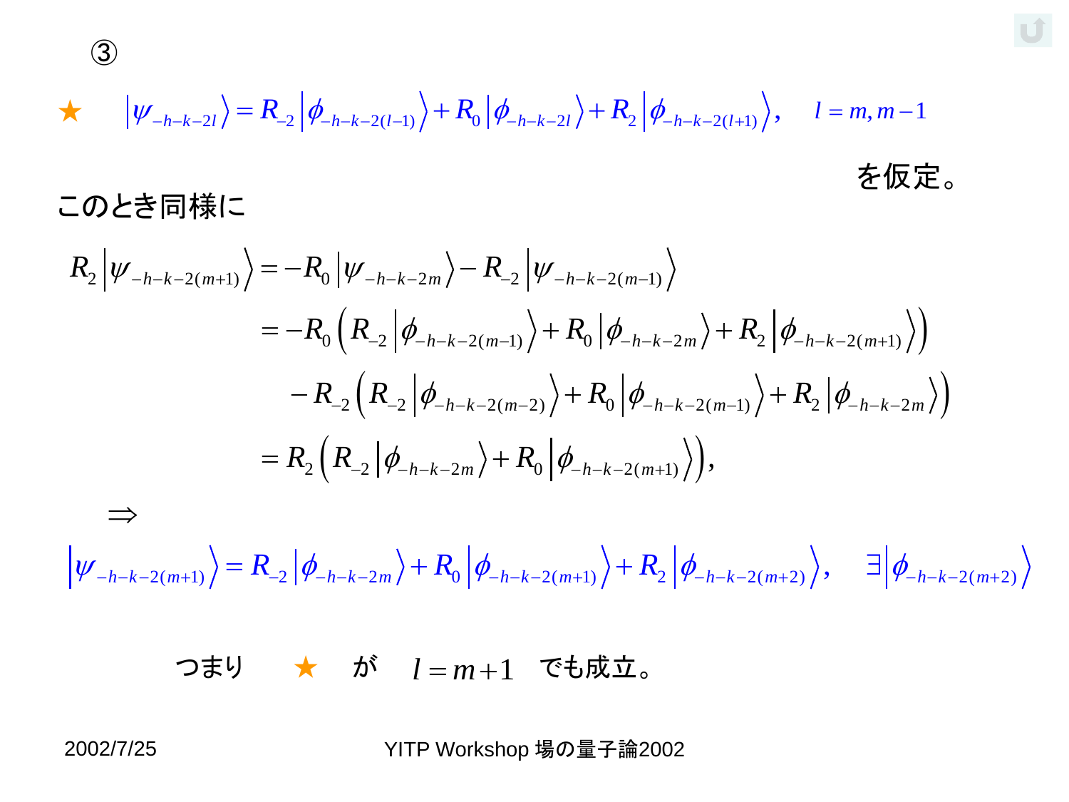③

★ $\left|\psi_{-h-k-2l}\right\rangle = R_{-2}\left|\phi_{-h-k-2(l-1)}\right\rangle + R_0\left|\phi_{-h-k-2l}\right\rangle + R_2\left|\phi_{-h-k-2(l+1)}\right\rangle, \quad l = m, m-1$

を仮定。

このとき同様に

$$
\begin{aligned}
R_2\left|\psi_{-h-k-2(m+1)}\right\rangle &= -R_0\left|\psi_{-h-k-2m}\right\rangle - R_{-2}\left|\psi_{-h-k-2(m-1)}\right\rangle \\
&= -R_0\left(R_{-2}\left|\phi_{-h-k-2(m-1)}\right\rangle + R_0\left|\phi_{-h-k-2m}\right\rangle + R_2\left|\phi_{-h-k-2(m+1)}\right\rangle\right) \\
&\quad - R_{-2}\left(R_{-2}\left|\phi_{-h-k-2(m-2)}\right\rangle + R_0\left|\phi_{-h-k-2(m-1)}\right\rangle + R_2\left|\phi_{-h-k-2m}\right\rangle\right) \\
&= R_2\left(R_{-2}\left|\phi_{-h-k-2m}\right\rangle + R_0\left|\phi_{-h-k-2(m+1)}\right\rangle\right),
\end{aligned}
$$

$\Rightarrow$

$$
\left|\psi_{-h-k-2(m+1)}\right\rangle = R_{-2}\left|\phi_{-h-k-2m}\right\rangle + R_0\left|\phi_{-h-k-2(m+1)}\right\rangle + R_2\left|\phi_{-h-k-2(m+2)}\right\rangle, \quad \exists\left|\phi_{-h-k-2(m+2)}\right\rangle
$$

つまり ★ が $l = m+1$ でも成立。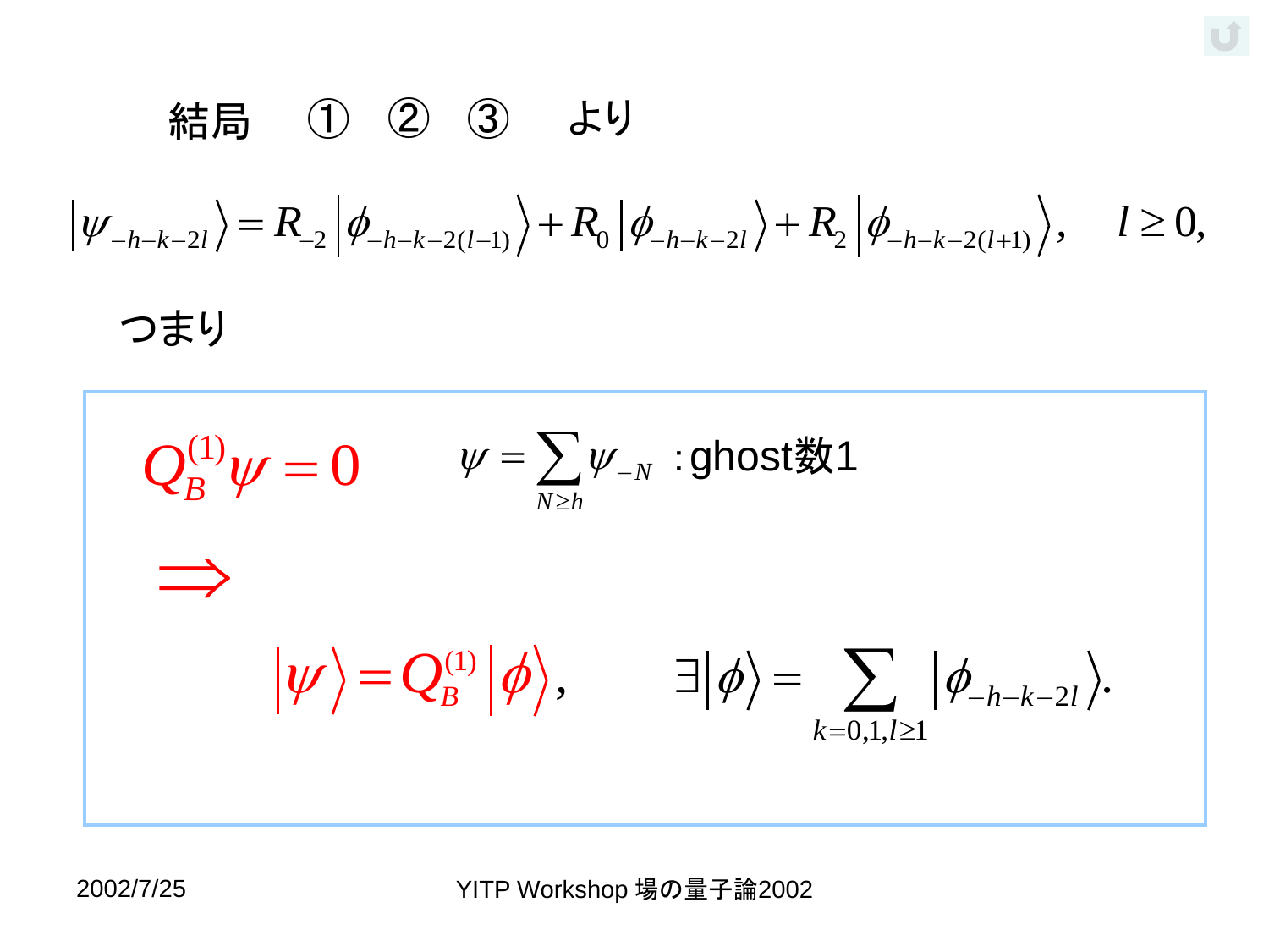結局　①　②　③　より

$$\left|\psi_{-h-k-2l}\right\rangle = R_{-2}\left|\phi_{-h-k-2(l-1)}\right\rangle + R_0\left|\phi_{-h-k-2l}\right\rangle + R_2\left|\phi_{-h-k-2(l+1)}\right\rangle, \quad l \geq 0,$$

つまり

$$Q_B^{(1)}\psi = 0 \qquad \psi = \sum_{N \geq h} \psi_{-N} \quad \text{:ghost数1}$$

$$\Rightarrow$$

$$\left|\psi\right\rangle = Q_B^{(1)}\left|\phi\right\rangle, \qquad \exists\left|\phi\right\rangle = \sum_{k=0,1,l\geq 1}\left|\phi_{-h-k-2l}\right\rangle.$$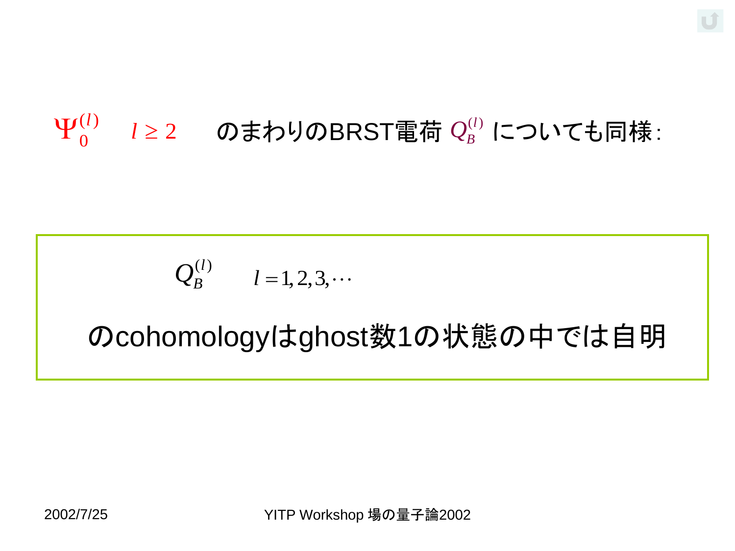$\Psi_0^{(l)}$　$l \geq 2$　のまわりのBRST電荷 $Q_B^{(l)}$ についても同様:

$$Q_B^{(l)} \qquad l = 1, 2, 3, \cdots$$

のcohomologyはghost数1の状態の中では自明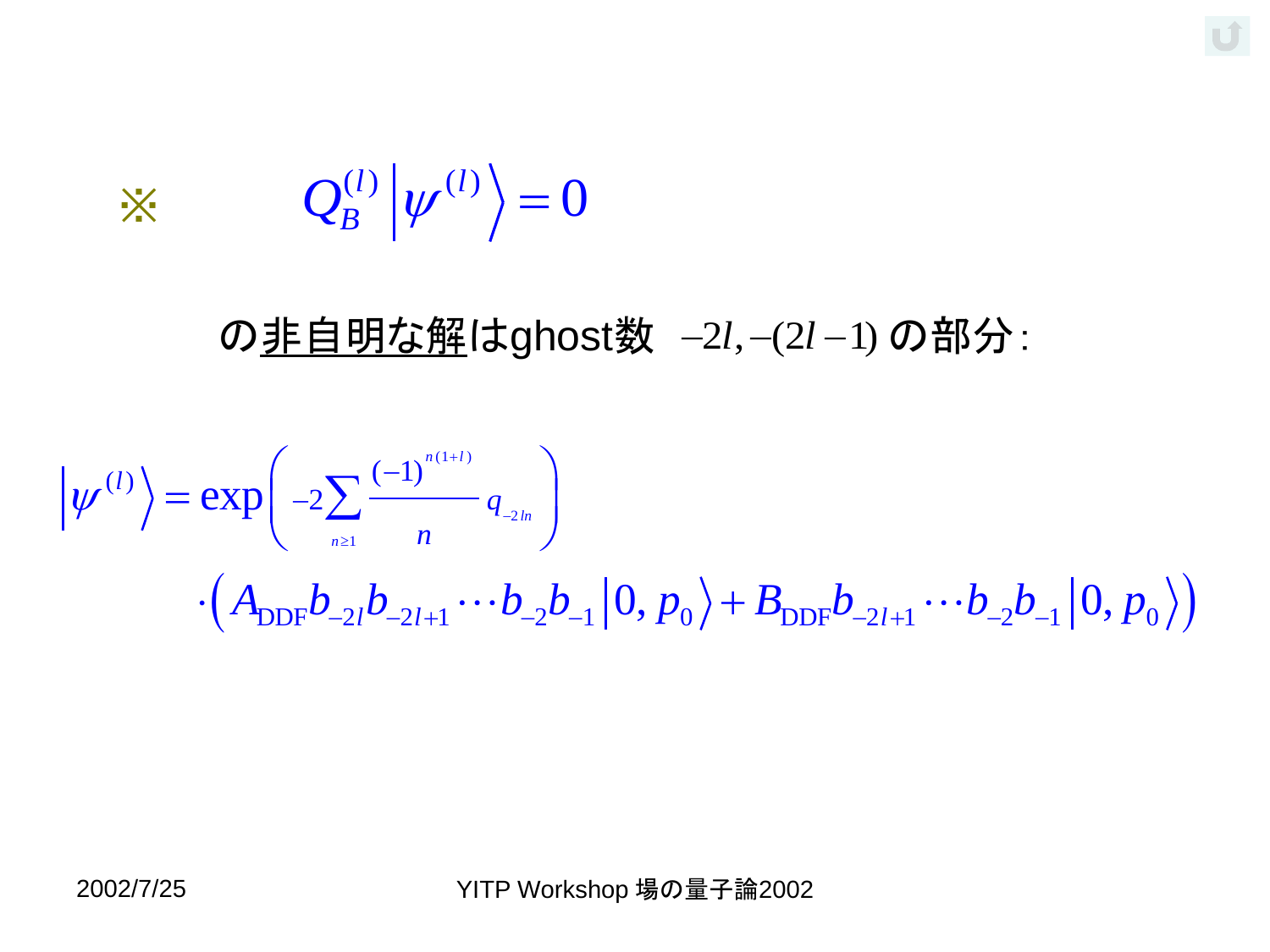※ $$Q_B^{(l)} \left| \psi^{(l)} \right\rangle = 0$$

の非自明な解はghost数 $-2l, -(2l-1)$ の部分:

$$\left|\psi^{(l)}\right\rangle = \exp\left( -2\sum_{n\geq 1} \frac{(-1)^{n(1+l)}}{n} q_{-2ln} \right) \cdot \left( A_{\mathrm{DDF}} b_{-2l} b_{-2l+1} \cdots b_{-2} b_{-1} \left|0, p_0\right\rangle + B_{\mathrm{DDF}} b_{-2l+1} \cdots b_{-2} b_{-1} \left|0, p_0\right\rangle \right)$$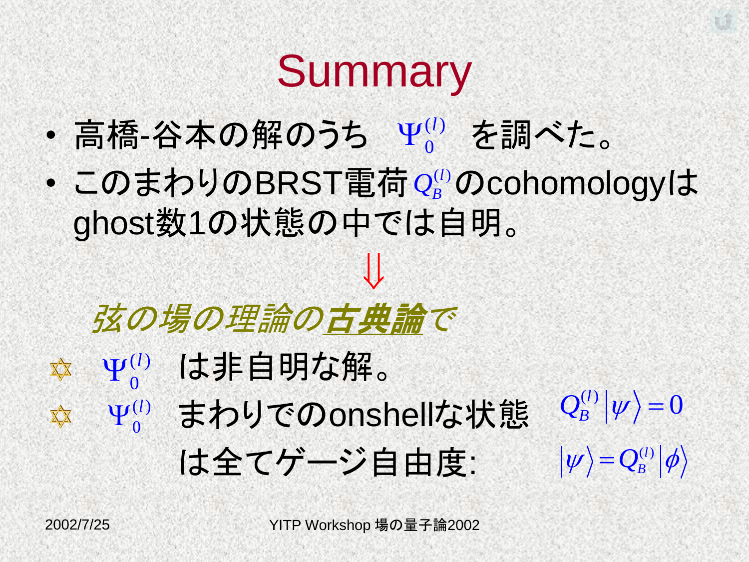# Summary

- 高橋-谷本の解のうち $\Psi_0^{(l)}$ を調べた。
- このまわりのBRST電荷 $Q_B^{(l)}$ のcohomologyはghost数1の状態の中では自明。

$$\Downarrow$$

*弦の場の理論の**古典論**で*

✡ $\Psi_0^{(l)}$ は非自明な解。

✡ $\Psi_0^{(l)}$ まわりでのonshellな状態 $Q_B^{(l)}|\psi\rangle = 0$ は全てゲージ自由度: $|\psi\rangle = Q_B^{(l)}|\phi\rangle$

2002/7/25 YITP Workshop 場の量子論2002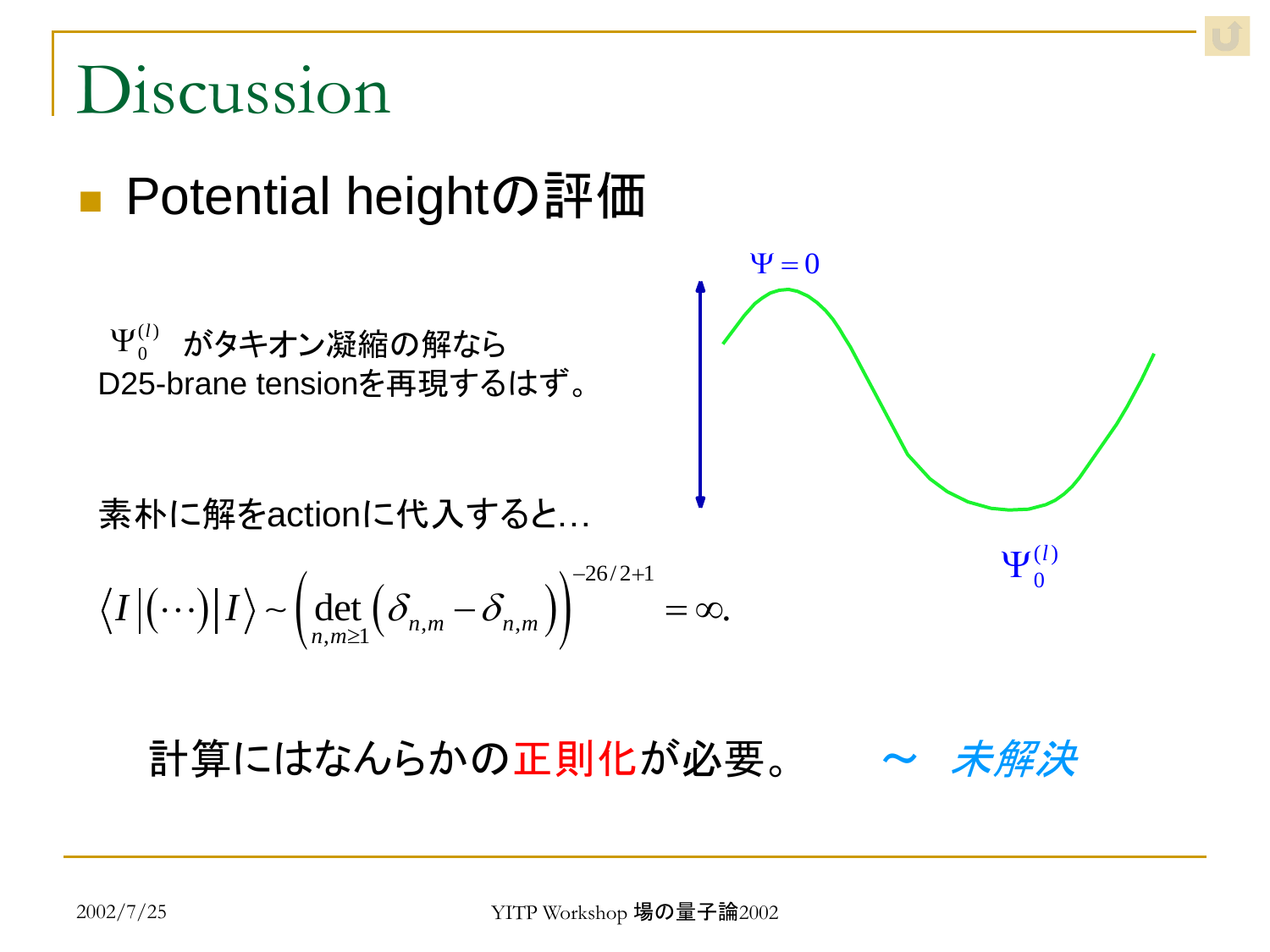# Discussion

- Potential heightの評価

$\Psi_0^{(l)}$ がタキオン凝縮の解なら
D25-brane tensionを再現するはず。

$\Psi = 0$

$\Psi_0^{(l)}$

素朴に解をactionに代入すると…

$$\langle I | (\cdots) | I \rangle \sim \left( \det_{n,m\geq 1} \left( \delta_{n,m} - \delta_{n,m} \right) \right)^{-26/2+1} = \infty.$$

計算にはなんらかの正則化が必要。　　～ *未解決*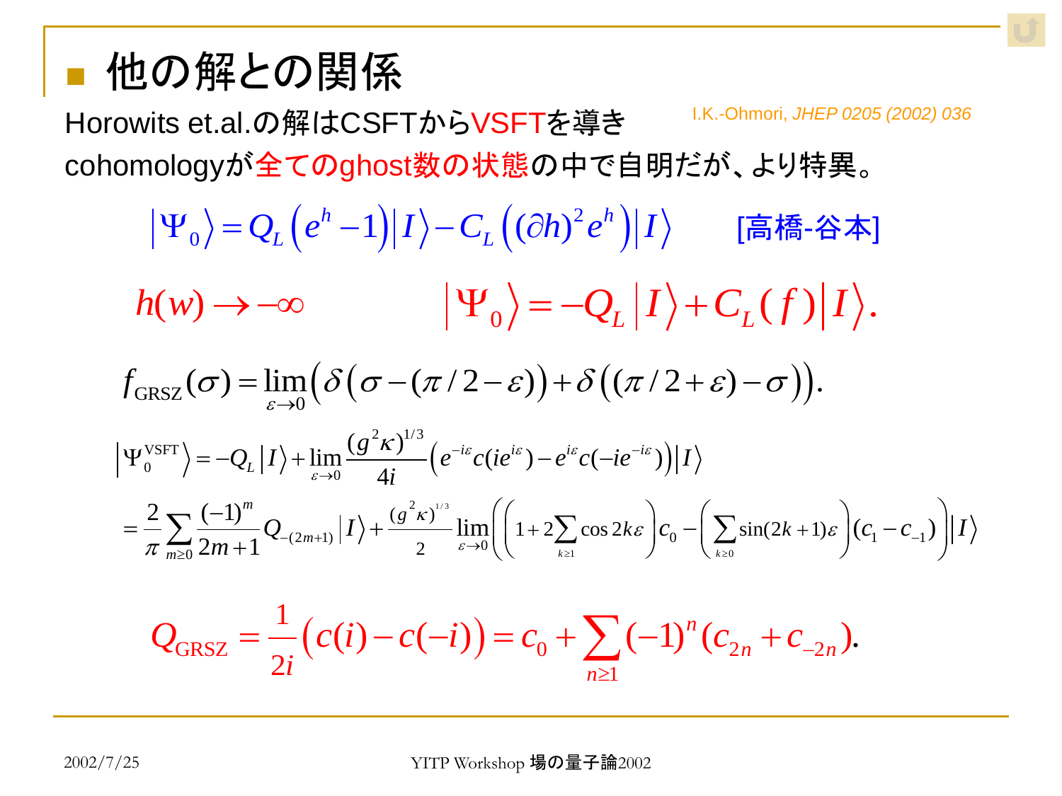## 他の解との関係

Horowits et.al.の解はCSFTからVSFTを導き　I.K.-Ohmori, *JHEP 0205 (2002) 036*

cohomologyが全てのghost数の状態の中で自明だが、より特異。

$$\left|\Psi_0\right\rangle = Q_L\left(e^h - 1\right)\left|I\right\rangle - C_L\left((\partial h)^2 e^h\right)\left|I\right\rangle \qquad \text{[高橋-谷本]}$$

$$h(w) \to -\infty \qquad\qquad \left|\Psi_0\right\rangle = -Q_L\left|I\right\rangle + C_L(f)\left|I\right\rangle.$$

$$f_{\mathrm{GRSZ}}(\sigma) = \lim_{\varepsilon\to 0}\left(\delta\left(\sigma - (\pi/2 - \varepsilon)\right) + \delta\left((\pi/2+\varepsilon) - \sigma\right)\right).$$

$$\left|\Psi_0^{\mathrm{VSFT}}\right\rangle = -Q_L\left|I\right\rangle + \lim_{\varepsilon\to 0}\frac{(g^2\kappa)^{1/3}}{4i}\left(e^{-i\varepsilon}c(ie^{i\varepsilon}) - e^{i\varepsilon}c(-ie^{-i\varepsilon})\right)\left|I\right\rangle$$

$$= \frac{2}{\pi}\sum_{m\geq 0}\frac{(-1)^m}{2m+1}Q_{-(2m+1)}\left|I\right\rangle + \frac{(g^2\kappa)^{1/3}}{2}\lim_{\varepsilon\to 0}\left(\left(1+2\sum_{k\geq 1}\cos 2k\varepsilon\right)c_0 - \left(\sum_{k\geq 0}\sin(2k+1)\varepsilon\right)(c_1 - c_{-1})\right)\left|I\right\rangle$$

$$Q_{\mathrm{GRSZ}} = \frac{1}{2i}\left(c(i) - c(-i)\right) = c_0 + \sum_{n\geq 1}(-1)^n\left(c_{2n} + c_{-2n}\right).$$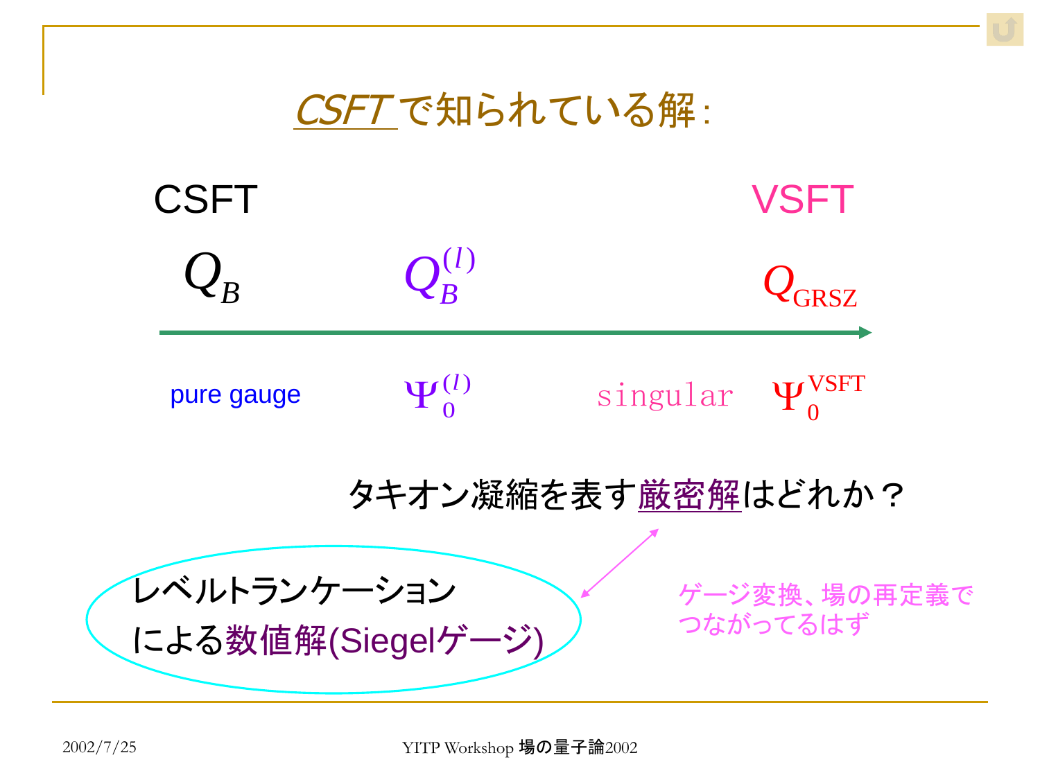# CSFTで知られている解：

CSFT　　　　　　　　　　　　　　　　VSFT

$Q_B$　　　　$Q_B^{(l)}$　　　　　　　　$Q_{\mathrm{GRSZ}}$

pure gauge　　$\Psi_0^{(l)}$　　singular　　$\Psi_0^{\mathrm{VSFT}}$

タキオン凝縮を表す厳密解はどれか？

レベルトランケーション
による数値解(Siegelゲージ)

ゲージ変換、場の再定義で
つながってるはず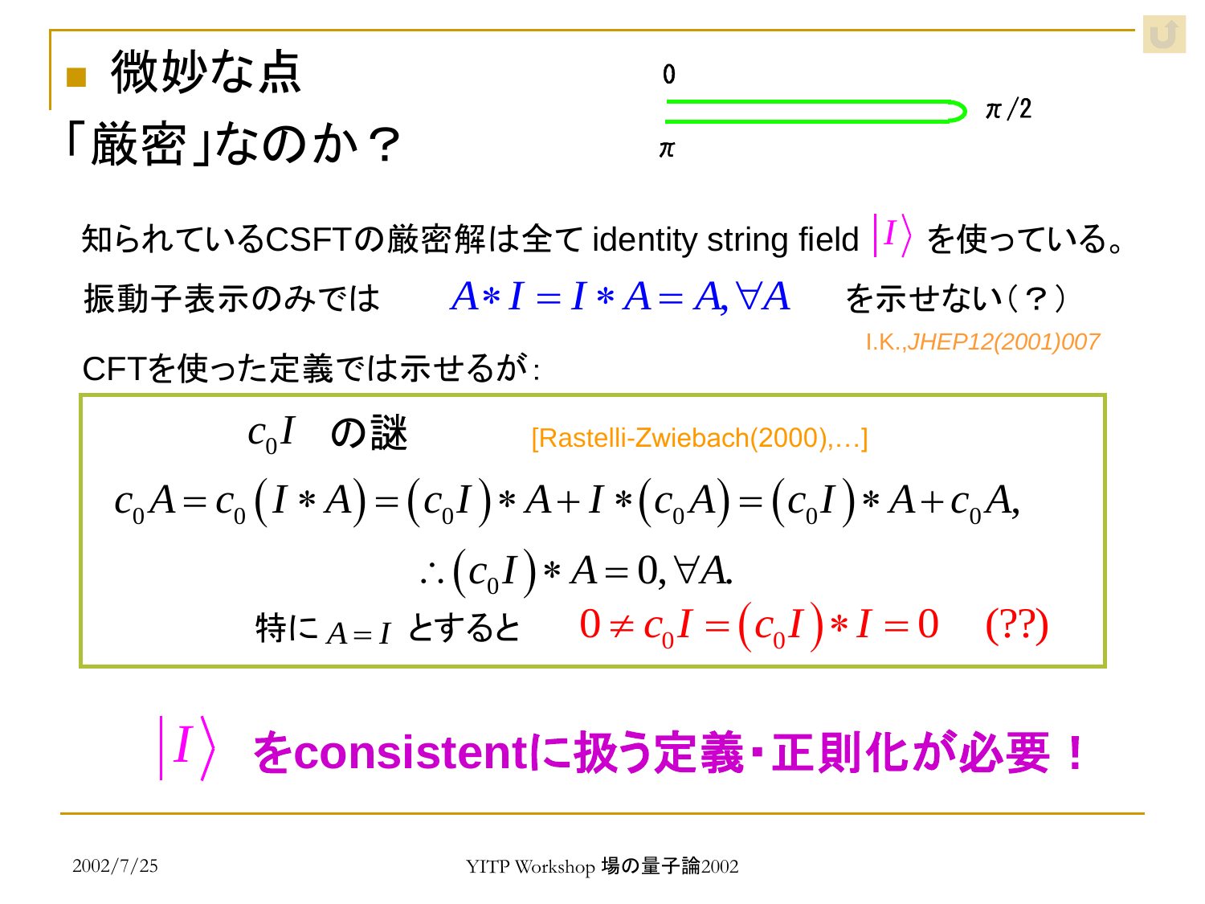## 微妙な点

「厳密」なのか？

0

$\pi/2$

$\pi$

知られているCSFTの厳密解は全て identity string field $|I\rangle$ を使っている。

振動子表示のみでは　$A * I = I * A = A, \forall A$　を示せない（？）

I.K.,*JHEP12(2001)007*

CFTを使った定義では示せるが：

$c_0 I$ の謎　[Rastelli-Zwiebach(2000),…]

$$c_0 A = c_0 (I * A) = (c_0 I) * A + I * (c_0 A) = (c_0 I) * A + c_0 A,$$

$$\therefore (c_0 I) * A = 0, \forall A.$$

特に $A = I$ とすると　$0 \neq c_0 I = (c_0 I) * I = 0$　(??)

**$|I\rangle$ をconsistentに扱う定義・正則化が必要！**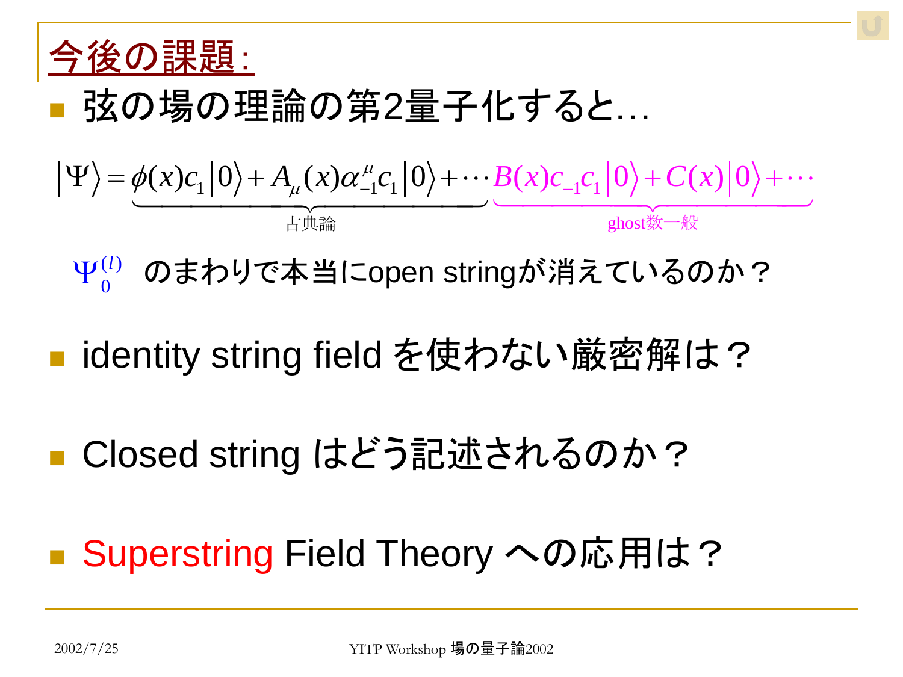# 今後の課題:

- 弦の場の理論の第2量子化すると…

$$|\Psi\rangle = \underbrace{\phi(x)c_1|0\rangle + A_\mu(x)\alpha^\mu_{-1}c_1|0\rangle + \cdots}_{\text{古典論}} \underbrace{B(x)c_{-1}c_1|0\rangle + C(x)|0\rangle + \cdots}_{\text{ghost数一般}}$$

$\Psi_0^{(l)}$ のまわりで本当にopen stringが消えているのか？

- identity string field を使わない厳密解は？

- Closed string はどう記述されるのか？

- Superstring Field Theory への応用は？